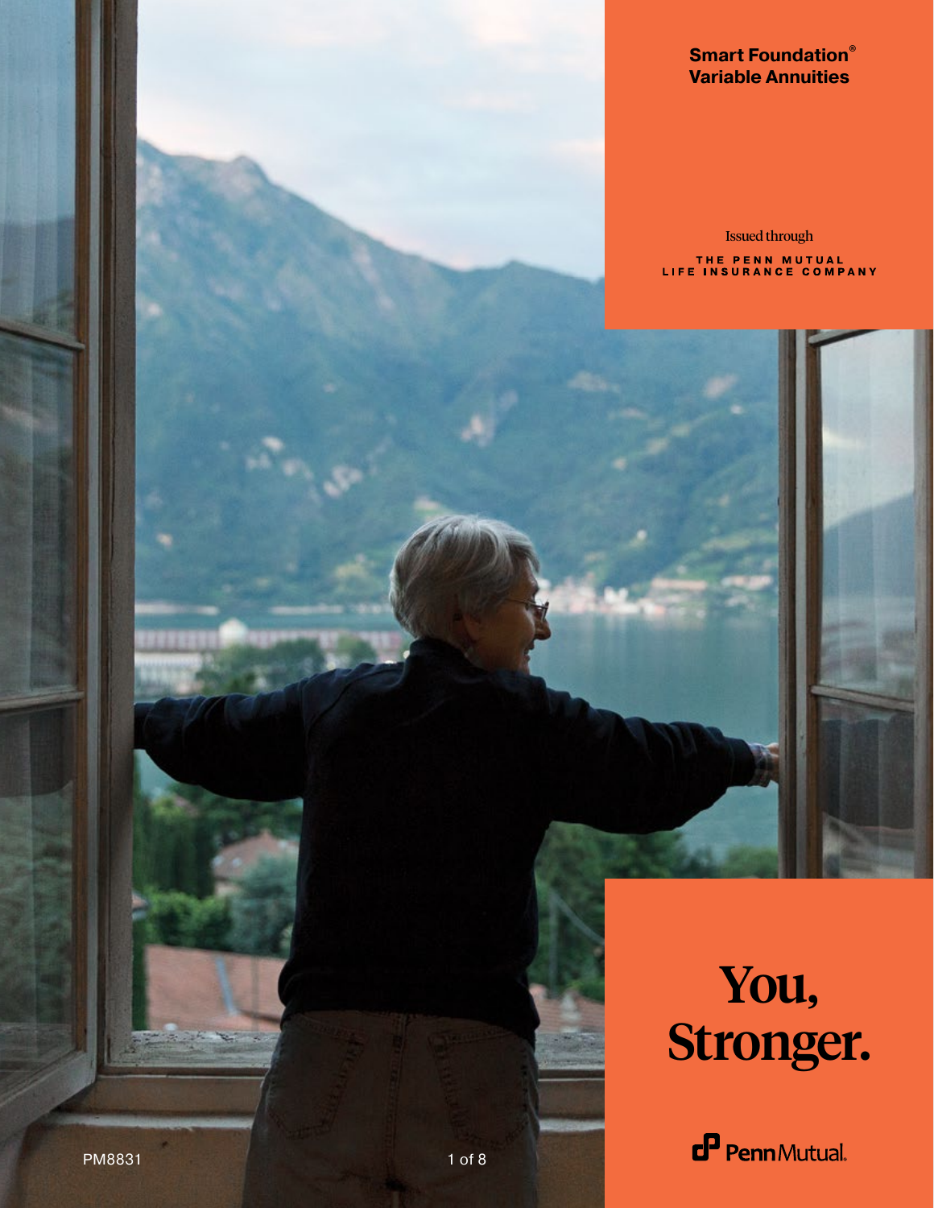**Smart Foundation® Variable Annuities**

Issued through

THE PENN MUTUAL LIFE INSURANCE COMPANY

# You, Stronger.

PennMutual.

PM8831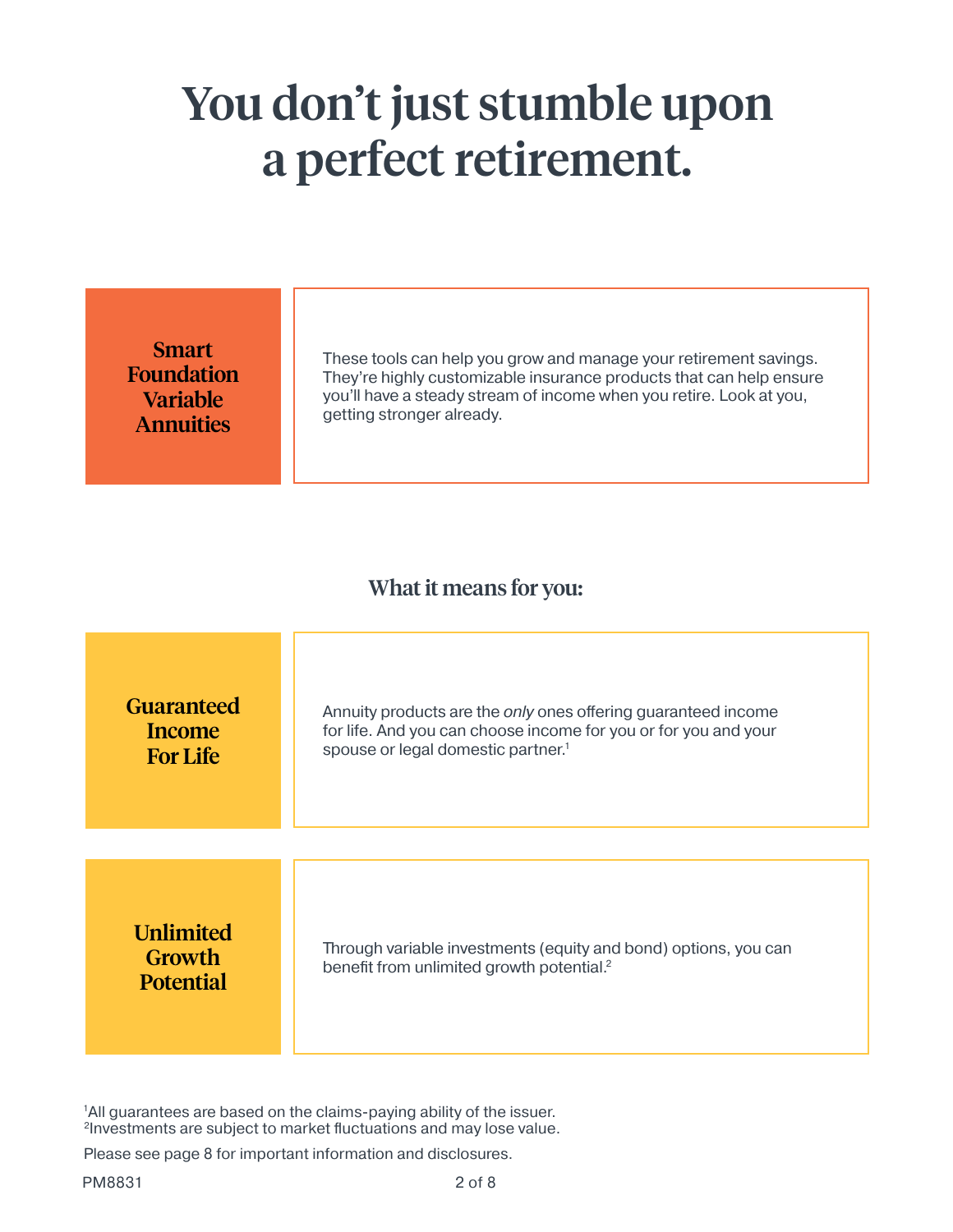# You don't just stumble upon a perfect retirement.

## Smart Foundation Variable Annuities

These tools can help you grow and manage your retirement savings. They're highly customizable insurance products that can help ensure you'll have a steady stream of income when you retire. Look at you, getting stronger already.

### What it means for you:

**Guaranteed Income For Life**

Annuity products are the *only* ones offering guaranteed income for life. And you can choose income for you or for you and your spouse or legal domestic partner.[1]

**Unlimited Growth Potential**

Through variable investments (equity and bond) options, you can benefit from unlimited growth potential.[2]

[1]All guarantees are based on the claims-paying ability of the issuer.
[2]Investments are subject to market fluctuations and may lose value.

Please see page 8 for important information and disclosures.

PM8831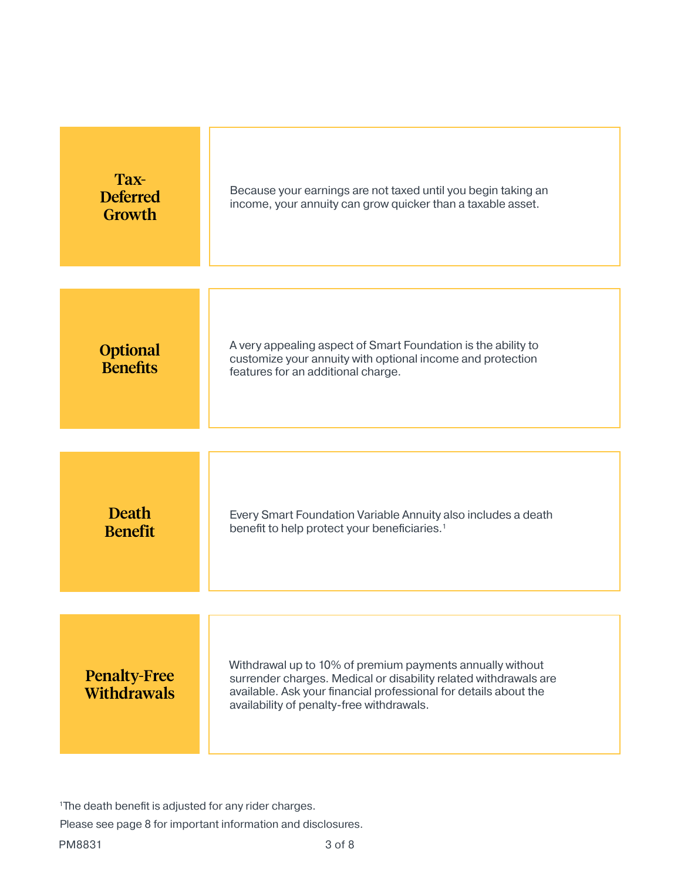## Tax-Deferred Growth

Because your earnings are not taxed until you begin taking an income, your annuity can grow quicker than a taxable asset.

## Optional Benefits

A very appealing aspect of Smart Foundation is the ability to customize your annuity with optional income and protection features for an additional charge.

## Death Benefit

Every Smart Foundation Variable Annuity also includes a death benefit to help protect your beneficiaries.[1]

## Penalty-Free Withdrawals

Withdrawal up to 10% of premium payments annually without surrender charges. Medical or disability related withdrawals are available. Ask your financial professional for details about the availability of penalty-free withdrawals.

[1]The death benefit is adjusted for any rider charges.

Please see page 8 for important information and disclosures.

PM8831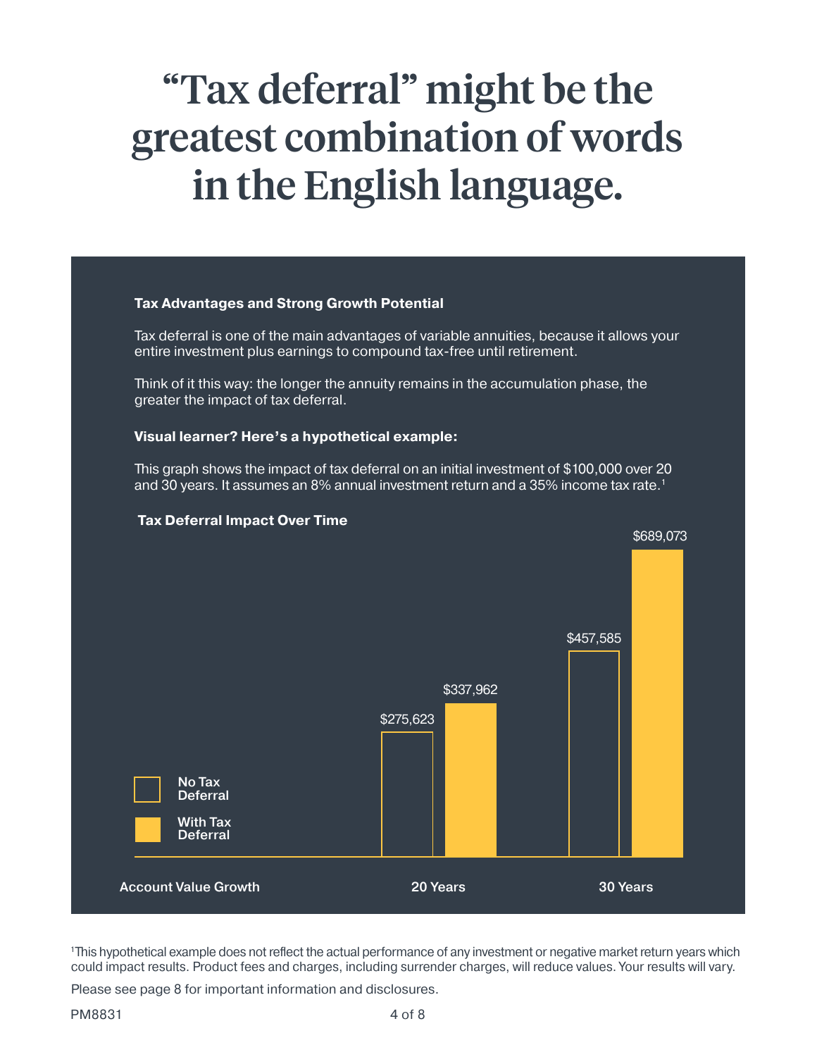# "Tax deferral" might be the greatest combination of words in the English language.

**Tax Advantages and Strong Growth Potential**

Tax deferral is one of the main advantages of variable annuities, because it allows your entire investment plus earnings to compound tax-free until retirement.

Think of it this way: the longer the annuity remains in the accumulation phase, the greater the impact of tax deferral.

**Visual learner? Here's a hypothetical example:**

This graph shows the impact of tax deferral on an initial investment of $100,000 over 20 and 30 years. It assumes an 8% annual investment return and a 35% income tax rate.[1]

**Tax Deferral Impact Over Time**

| Account Value Growth | 20 Years | 30 Years |
|---|---|---|
| No Tax Deferral | $275,623 | $457,585 |
| With Tax Deferral | $337,962 | $689,073 |

[1]This hypothetical example does not reflect the actual performance of any investment or negative market return years which could impact results. Product fees and charges, including surrender charges, will reduce values. Your results will vary.

Please see page 8 for important information and disclosures.

PM8831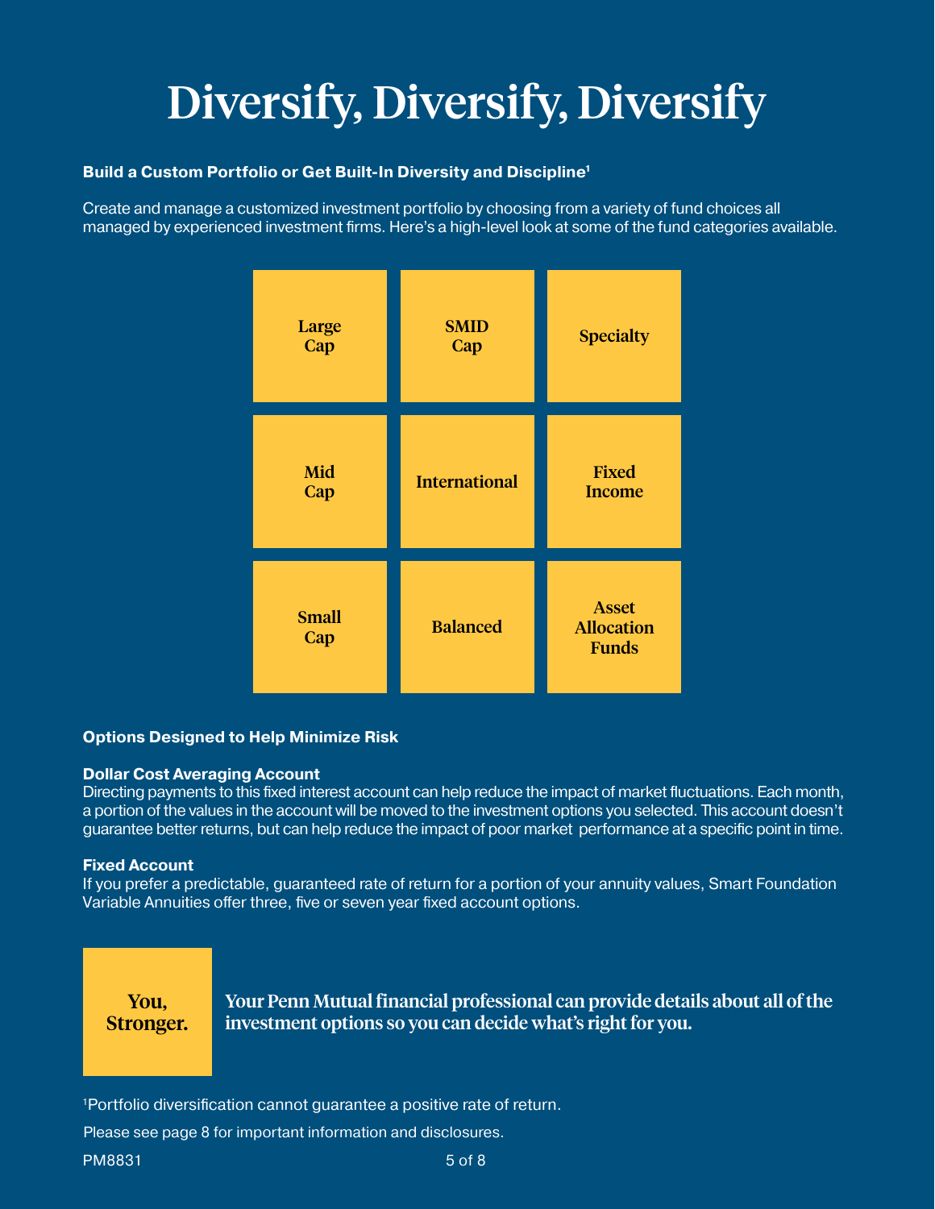# Diversify, Diversify, Diversify

**Build a Custom Portfolio or Get Built-In Diversity and Discipline**[1]

Create and manage a customized investment portfolio by choosing from a variety of fund choices all managed by experienced investment firms. Here's a high-level look at some of the fund categories available.

| | | |
|---|---|---|
| Large Cap | SMID Cap | Specialty |
| Mid Cap | International | Fixed Income |
| Small Cap | Balanced | Asset Allocation Funds |

**Options Designed to Help Minimize Risk**

**Dollar Cost Averaging Account**
Directing payments to this fixed interest account can help reduce the impact of market fluctuations. Each month, a portion of the values in the account will be moved to the investment options you selected. This account doesn't guarantee better returns, but can help reduce the impact of poor market performance at a specific point in time.

**Fixed Account**
If you prefer a predictable, guaranteed rate of return for a portion of your annuity values, Smart Foundation Variable Annuities offer three, five or seven year fixed account options.

**You, Stronger.**

**Your Penn Mutual financial professional can provide details about all of the investment options so you can decide what's right for you.**

[1]Portfolio diversification cannot guarantee a positive rate of return.

Please see page 8 for important information and disclosures.

PM8831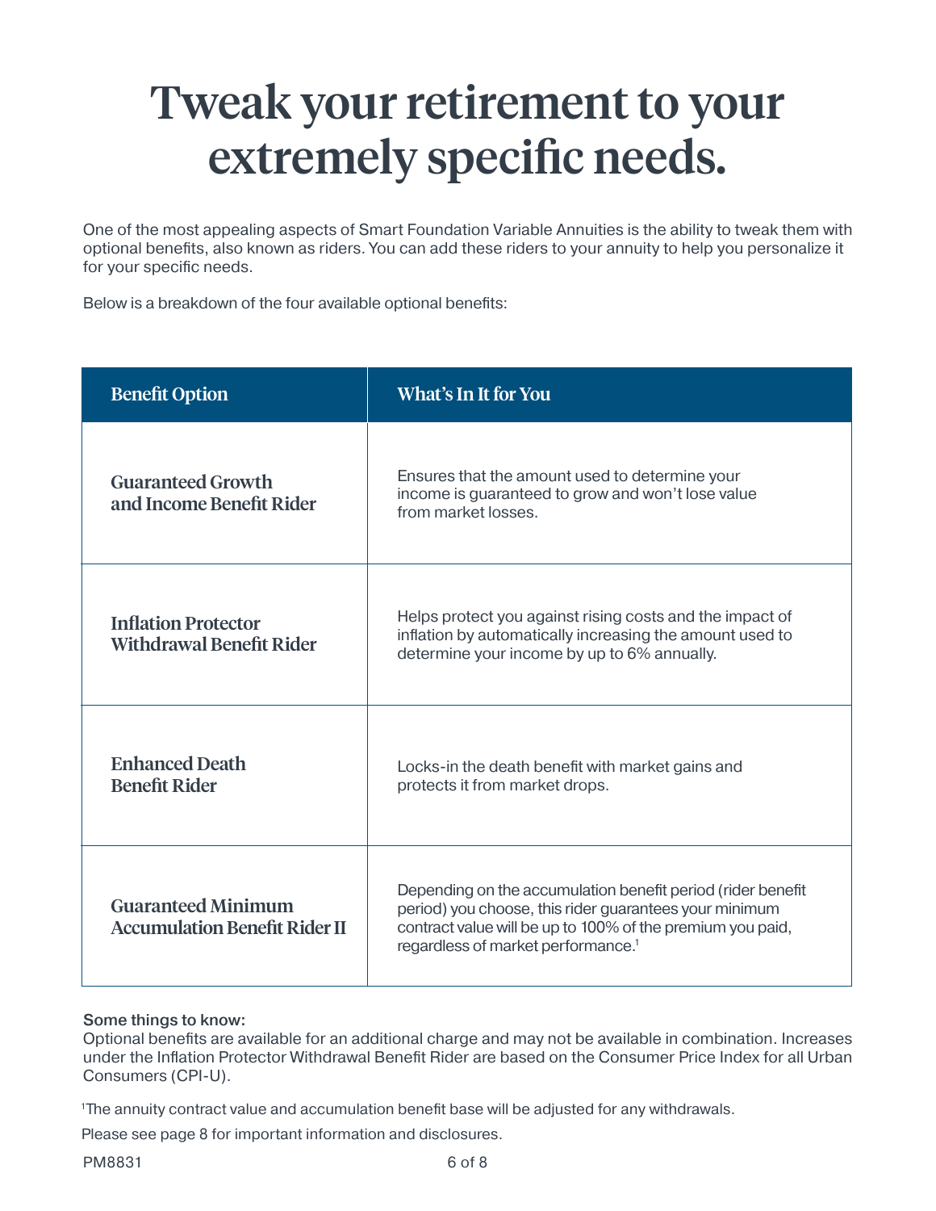# Tweak your retirement to your extremely specific needs.

One of the most appealing aspects of Smart Foundation Variable Annuities is the ability to tweak them with optional benefits, also known as riders. You can add these riders to your annuity to help you personalize it for your specific needs.

Below is a breakdown of the four available optional benefits:

| Benefit Option | What's In It for You |
| --- | --- |
| **Guaranteed Growth and Income Benefit Rider** | Ensures that the amount used to determine your income is guaranteed to grow and won't lose value from market losses. |
| **Inflation Protector Withdrawal Benefit Rider** | Helps protect you against rising costs and the impact of inflation by automatically increasing the amount used to determine your income by up to 6% annually. |
| **Enhanced Death Benefit Rider** | Locks-in the death benefit with market gains and protects it from market drops. |
| **Guaranteed Minimum Accumulation Benefit Rider II** | Depending on the accumulation benefit period (rider benefit period) you choose, this rider guarantees your minimum contract value will be up to 100% of the premium you paid, regardless of market performance.[1] |

Some things to know:
Optional benefits are available for an additional charge and may not be available in combination. Increases under the Inflation Protector Withdrawal Benefit Rider are based on the Consumer Price Index for all Urban Consumers (CPI-U).

[1]The annuity contract value and accumulation benefit base will be adjusted for any withdrawals.

Please see page 8 for important information and disclosures.

PM8831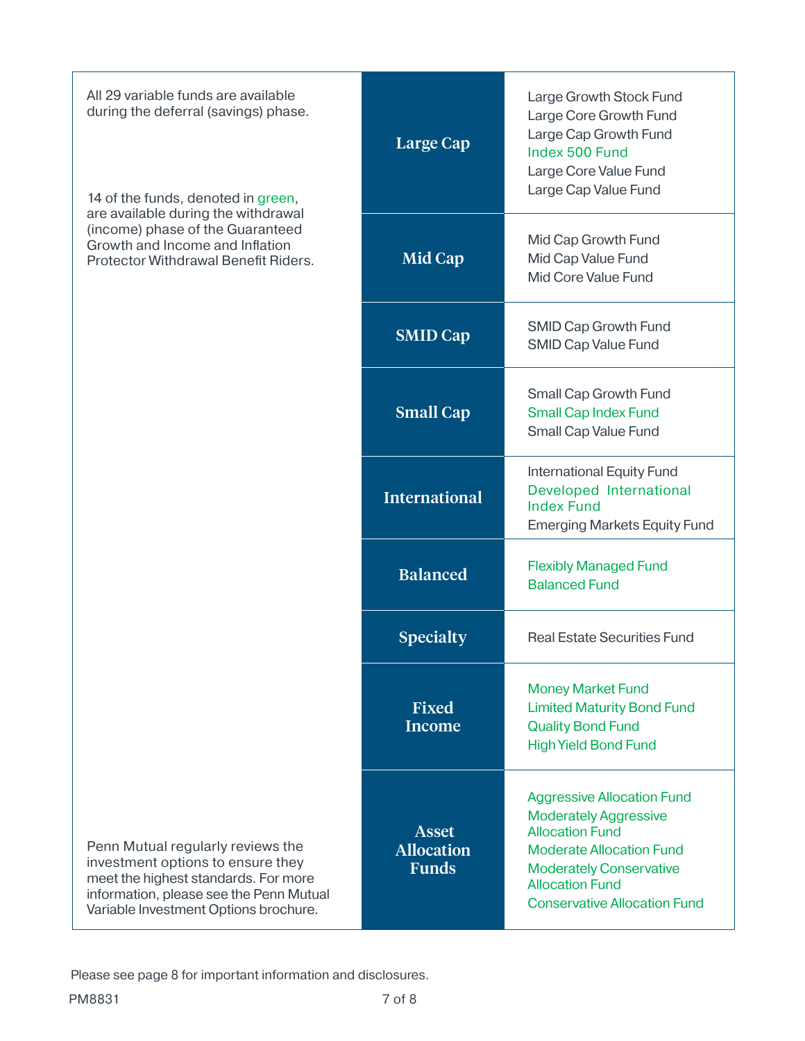All 29 variable funds are available during the deferral (savings) phase.

14 of the funds, denoted in green, are available during the withdrawal (income) phase of the Guaranteed Growth and Income and Inflation Protector Withdrawal Benefit Riders.

Penn Mutual regularly reviews the investment options to ensure they meet the highest standards. For more information, please see the Penn Mutual Variable Investment Options brochure.

| Category | Funds |
|---|---|
| **Large Cap** | Large Growth Stock Fund<br>Large Core Growth Fund<br>Large Cap Growth Fund<br>Index 500 Fund (green)<br>Large Core Value Fund<br>Large Cap Value Fund |
| **Mid Cap** | Mid Cap Growth Fund<br>Mid Cap Value Fund<br>Mid Core Value Fund |
| **SMID Cap** | SMID Cap Growth Fund<br>SMID Cap Value Fund |
| **Small Cap** | Small Cap Growth Fund<br>Small Cap Index Fund (green)<br>Small Cap Value Fund |
| **International** | International Equity Fund<br>Developed International Index Fund (green)<br>Emerging Markets Equity Fund |
| **Balanced** | Flexibly Managed Fund (green)<br>Balanced Fund (green) |
| **Specialty** | Real Estate Securities Fund |
| **Fixed Income** | Money Market Fund (green)<br>Limited Maturity Bond Fund (green)<br>Quality Bond Fund (green)<br>High Yield Bond Fund (green) |
| **Asset Allocation Funds** | Aggressive Allocation Fund (green)<br>Moderately Aggressive Allocation Fund (green)<br>Moderate Allocation Fund (green)<br>Moderately Conservative Allocation Fund (green)<br>Conservative Allocation Fund (green) |

Please see page 8 for important information and disclosures.

PM8831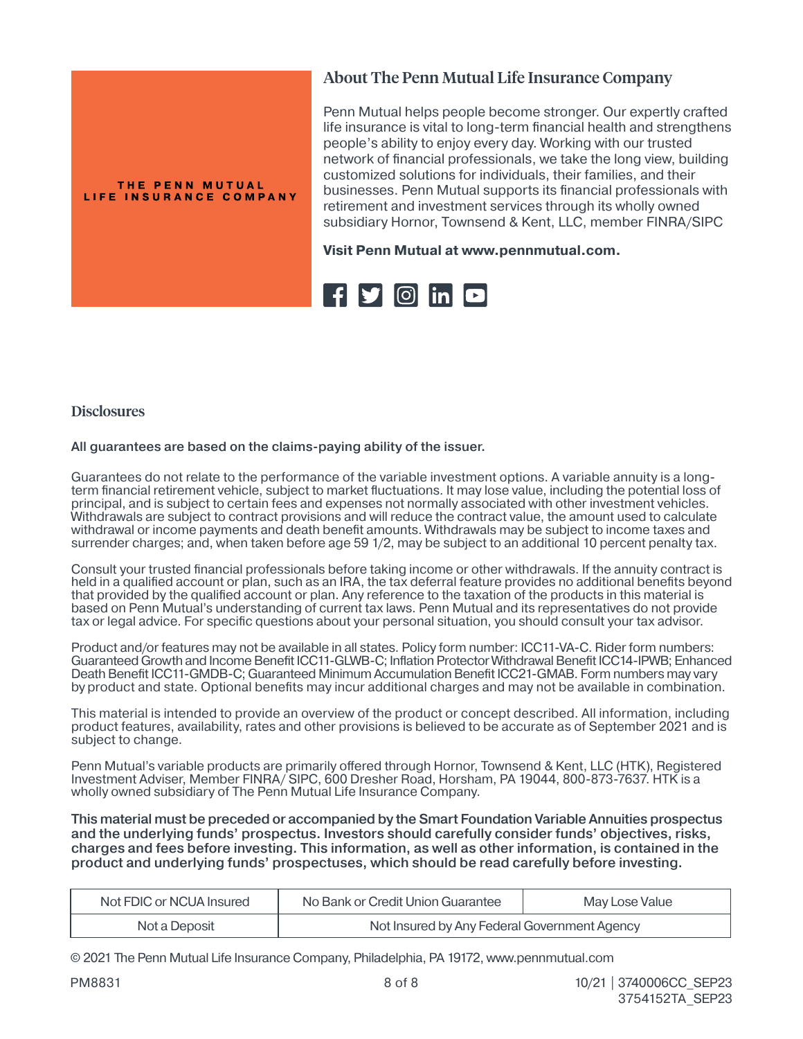THE PENN MUTUAL LIFE INSURANCE COMPANY

## About The Penn Mutual Life Insurance Company

Penn Mutual helps people become stronger. Our expertly crafted life insurance is vital to long-term financial health and strengthens people's ability to enjoy every day. Working with our trusted network of financial professionals, we take the long view, building customized solutions for individuals, their families, and their businesses. Penn Mutual supports its financial professionals with retirement and investment services through its wholly owned subsidiary Hornor, Townsend & Kent, LLC, member FINRA/SIPC

**Visit Penn Mutual at www.pennmutual.com.**

## Disclosures

All guarantees are based on the claims-paying ability of the issuer.

Guarantees do not relate to the performance of the variable investment options. A variable annuity is a long-term financial retirement vehicle, subject to market fluctuations. It may lose value, including the potential loss of principal, and is subject to certain fees and expenses not normally associated with other investment vehicles. Withdrawals are subject to contract provisions and will reduce the contract value, the amount used to calculate withdrawal or income payments and death benefit amounts. Withdrawals may be subject to income taxes and surrender charges; and, when taken before age 59 1/2, may be subject to an additional 10 percent penalty tax.

Consult your trusted financial professionals before taking income or other withdrawals. If the annuity contract is held in a qualified account or plan, such as an IRA, the tax deferral feature provides no additional benefits beyond that provided by the qualified account or plan. Any reference to the taxation of the products in this material is based on Penn Mutual's understanding of current tax laws. Penn Mutual and its representatives do not provide tax or legal advice. For specific questions about your personal situation, you should consult your tax advisor.

Product and/or features may not be available in all states. Policy form number: ICC11-VA-C. Rider form numbers: Guaranteed Growth and Income Benefit ICC11-GLWB-C; Inflation Protector Withdrawal Benefit ICC14-IPWB; Enhanced Death Benefit ICC11-GMDB-C; Guaranteed Minimum Accumulation Benefit ICC21-GMAB. Form numbers may vary by product and state. Optional benefits may incur additional charges and may not be available in combination.

This material is intended to provide an overview of the product or concept described. All information, including product features, availability, rates and other provisions is believed to be accurate as of September 2021 and is subject to change.

Penn Mutual's variable products are primarily offered through Hornor, Townsend & Kent, LLC (HTK), Registered Investment Adviser, Member FINRA/ SIPC, 600 Dresher Road, Horsham, PA 19044, 800-873-7637. HTK is a wholly owned subsidiary of The Penn Mutual Life Insurance Company.

**This material must be preceded or accompanied by the Smart Foundation Variable Annuities prospectus and the underlying funds' prospectus. Investors should carefully consider funds' objectives, risks, charges and fees before investing. This information, as well as other information, is contained in the product and underlying funds' prospectuses, which should be read carefully before investing.**

| | | |
|---|---|---|
| Not FDIC or NCUA Insured | No Bank or Credit Union Guarantee | May Lose Value |
| Not a Deposit | Not Insured by Any Federal Government Agency | |

© 2021 The Penn Mutual Life Insurance Company, Philadelphia, PA 19172, www.pennmutual.com

PM8831

10/21 | 3740006CC_SEP23
3754152TA_SEP23